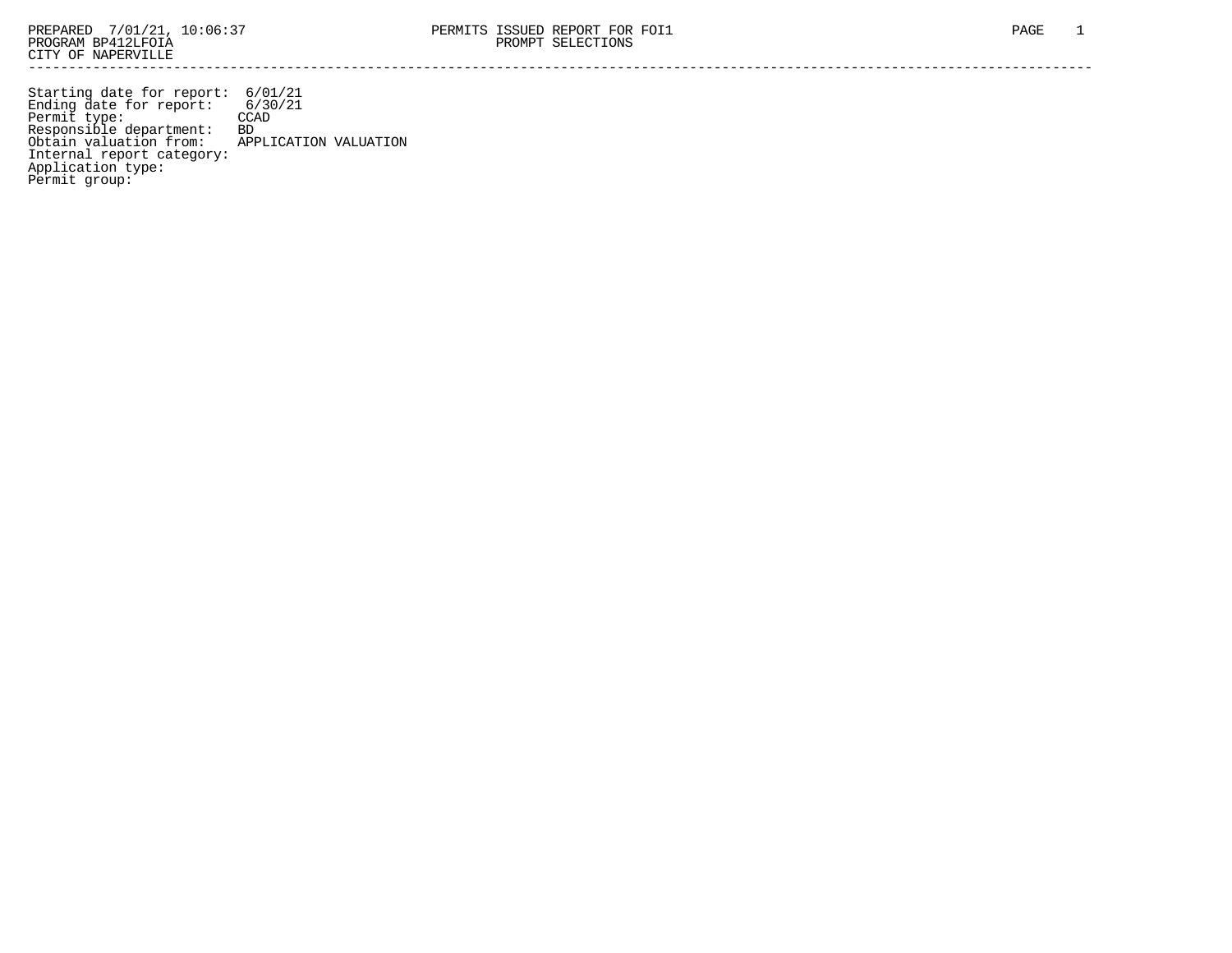PREPARED 7/01/21, 10:06:37
PROGRAM BP412LFOIA
CITY OF NAPERVILLE

PERMITS ISSUED REPORT FOR FOI1
PROMPT SELECTIONS

PAGE 1

---

Starting date for report: 6/01/21
Ending date for report: 6/30/21
Permit type: CCAD
Responsible department: BD
Obtain valuation from: APPLICATION VALUATION
Internal report category:
Application type:
Permit group: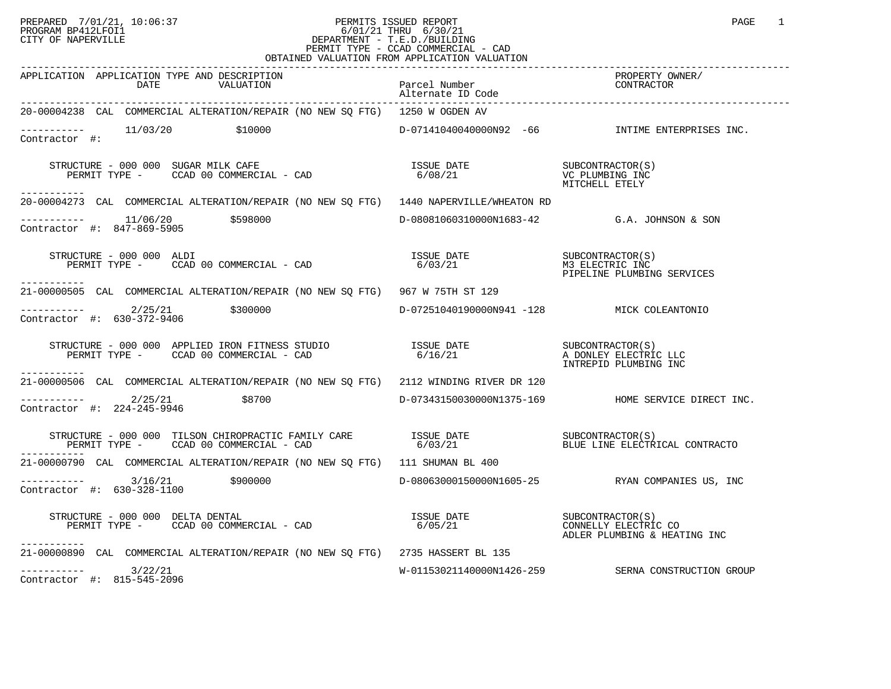PREPARED 7/01/21, 10:06:37
PROGRAM BP412LFOI1
CITY OF NAPERVILLE

PERMITS ISSUED REPORT
6/01/21 THRU 6/30/21
DEPARTMENT - T.E.D./BUILDING
PERMIT TYPE - CCAD COMMERCIAL - CAD
OBTAINED VALUATION FROM APPLICATION VALUATION

| APPLICATION | APPLICATION TYPE AND DESCRIPTION DATE / VALUATION | Parcel Number / Alternate ID Code | PROPERTY OWNER/ CONTRACTOR |
|---|---|---|---|
| 20-00004238 | CAL COMMERCIAL ALTERATION/REPAIR (NO NEW SQ FTG) 1250 W OGDEN AV | | |
| ----------- Contractor #: | 11/03/20 $10000 | D-07141040040000N92 -66 | INTIME ENTERPRISES INC. |
| | STRUCTURE - 000 000 SUGAR MILK CAFE<br>PERMIT TYPE - CCAD 00 COMMERCIAL - CAD | ISSUE DATE 6/08/21 | SUBCONTRACTOR(S)<br>VC PLUMBING INC<br>MITCHELL ETELY |
| 20-00004273 | CAL COMMERCIAL ALTERATION/REPAIR (NO NEW SQ FTG) 1440 NAPERVILLE/WHEATON RD | | |
| ----------- Contractor #: 847-869-5905 | 11/06/20 $598000 | D-08081060310000N1683-42 | G.A. JOHNSON & SON |
| | STRUCTURE - 000 000 ALDI<br>PERMIT TYPE - CCAD 00 COMMERCIAL - CAD | ISSUE DATE 6/03/21 | SUBCONTRACTOR(S)<br>M3 ELECTRIC INC<br>PIPELINE PLUMBING SERVICES |
| 21-00000505 | CAL COMMERCIAL ALTERATION/REPAIR (NO NEW SQ FTG) 967 W 75TH ST 129 | | |
| ----------- Contractor #: 630-372-9406 | 2/25/21 $300000 | D-07251040190000N941 -128 | MICK COLEANTONIO |
| | STRUCTURE - 000 000 APPLIED IRON FITNESS STUDIO<br>PERMIT TYPE - CCAD 00 COMMERCIAL - CAD | ISSUE DATE 6/16/21 | SUBCONTRACTOR(S)<br>A DONLEY ELECTRIC LLC<br>INTREPID PLUMBING INC |
| 21-00000506 | CAL COMMERCIAL ALTERATION/REPAIR (NO NEW SQ FTG) 2112 WINDING RIVER DR 120 | | |
| ----------- Contractor #: 224-245-9946 | 2/25/21 $8700 | D-07343150030000N1375-169 | HOME SERVICE DIRECT INC. |
| | STRUCTURE - 000 000 TILSON CHIROPRACTIC FAMILY CARE<br>PERMIT TYPE - CCAD 00 COMMERCIAL - CAD | ISSUE DATE 6/03/21 | SUBCONTRACTOR(S)<br>BLUE LINE ELECTRICAL CONTRACTO |
| 21-00000790 | CAL COMMERCIAL ALTERATION/REPAIR (NO NEW SQ FTG) 111 SHUMAN BL 400 | | |
| ----------- Contractor #: 630-328-1100 | 3/16/21 $900000 | D-08063000150000N1605-25 | RYAN COMPANIES US, INC |
| | STRUCTURE - 000 000 DELTA DENTAL<br>PERMIT TYPE - CCAD 00 COMMERCIAL - CAD | ISSUE DATE 6/05/21 | SUBCONTRACTOR(S)<br>CONNELLY ELECTRIC CO<br>ADLER PLUMBING & HEATING INC |
| 21-00000890 | CAL COMMERCIAL ALTERATION/REPAIR (NO NEW SQ FTG) 2735 HASSERT BL 135 | | |
| ----------- Contractor #: 815-545-2096 | 3/22/21 | W-01153021140000N1426-259 | SERNA CONSTRUCTION GROUP |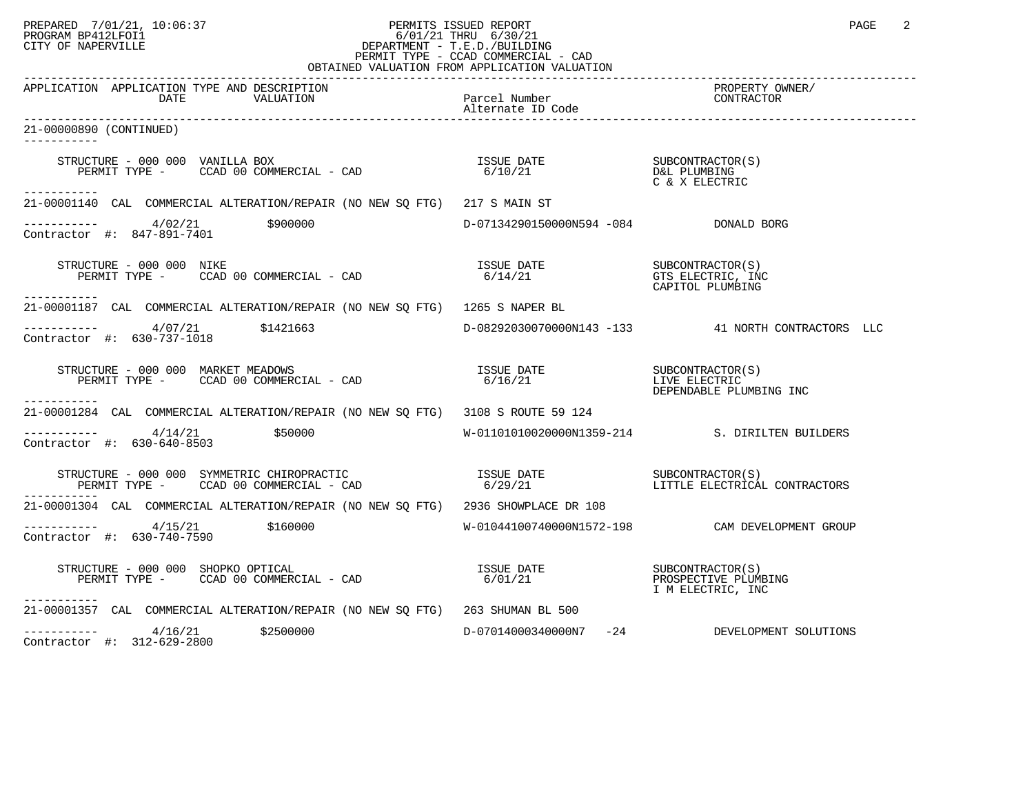PERMITS ISSUED REPORT
6/01/21 THRU 6/30/21
DEPARTMENT - T.E.D./BUILDING
PERMIT TYPE - CCAD COMMERCIAL - CAD
OBTAINED VALUATION FROM APPLICATION VALUATION

| APPLICATION | APPLICATION TYPE AND DESCRIPTION / DATE / VALUATION | Parcel Number / Alternate ID Code | PROPERTY OWNER/ CONTRACTOR |
|---|---|---|---|

**21-00000890 (CONTINUED)**

STRUCTURE - 000 000 VANILLA BOX
PERMIT TYPE - CCAD 00 COMMERCIAL - CAD
ISSUE DATE 6/10/21
SUBCONTRACTOR(S): D&L PLUMBING; C & X ELECTRIC

---

**21-00001140** CAL COMMERCIAL ALTERATION/REPAIR (NO NEW SQ FTG) 217 S MAIN ST
4/02/21 $900000 D-07134290150000N594 -084 DONALD BORG
Contractor #: 847-891-7401

STRUCTURE - 000 000 NIKE
PERMIT TYPE - CCAD 00 COMMERCIAL - CAD
ISSUE DATE 6/14/21
SUBCONTRACTOR(S): GTS ELECTRIC, INC; CAPITOL PLUMBING

---

**21-00001187** CAL COMMERCIAL ALTERATION/REPAIR (NO NEW SQ FTG) 1265 S NAPER BL
4/07/21 $1421663 D-08292030070000N143 -133 41 NORTH CONTRACTORS LLC
Contractor #: 630-737-1018

STRUCTURE - 000 000 MARKET MEADOWS
PERMIT TYPE - CCAD 00 COMMERCIAL - CAD
ISSUE DATE 6/16/21
SUBCONTRACTOR(S): LIVE ELECTRIC; DEPENDABLE PLUMBING INC

---

**21-00001284** CAL COMMERCIAL ALTERATION/REPAIR (NO NEW SQ FTG) 3108 S ROUTE 59 124
4/14/21 $50000 W-01101010020000N1359-214 S. DIRILTEN BUILDERS
Contractor #: 630-640-8503

STRUCTURE - 000 000 SYMMETRIC CHIROPRACTIC
PERMIT TYPE - CCAD 00 COMMERCIAL - CAD
ISSUE DATE 6/29/21
SUBCONTRACTOR(S): LITTLE ELECTRICAL CONTRACTORS

---

**21-00001304** CAL COMMERCIAL ALTERATION/REPAIR (NO NEW SQ FTG) 2936 SHOWPLACE DR 108
4/15/21 $160000 W-01044100740000N1572-198 CAM DEVELOPMENT GROUP
Contractor #: 630-740-7590

STRUCTURE - 000 000 SHOPKO OPTICAL
PERMIT TYPE - CCAD 00 COMMERCIAL - CAD
ISSUE DATE 6/01/21
SUBCONTRACTOR(S): PROSPECTIVE PLUMBING; I M ELECTRIC, INC

---

**21-00001357** CAL COMMERCIAL ALTERATION/REPAIR (NO NEW SQ FTG) 263 SHUMAN BL 500
4/16/21 $2500000 D-07014000340000N7 -24 DEVELOPMENT SOLUTIONS
Contractor #: 312-629-2800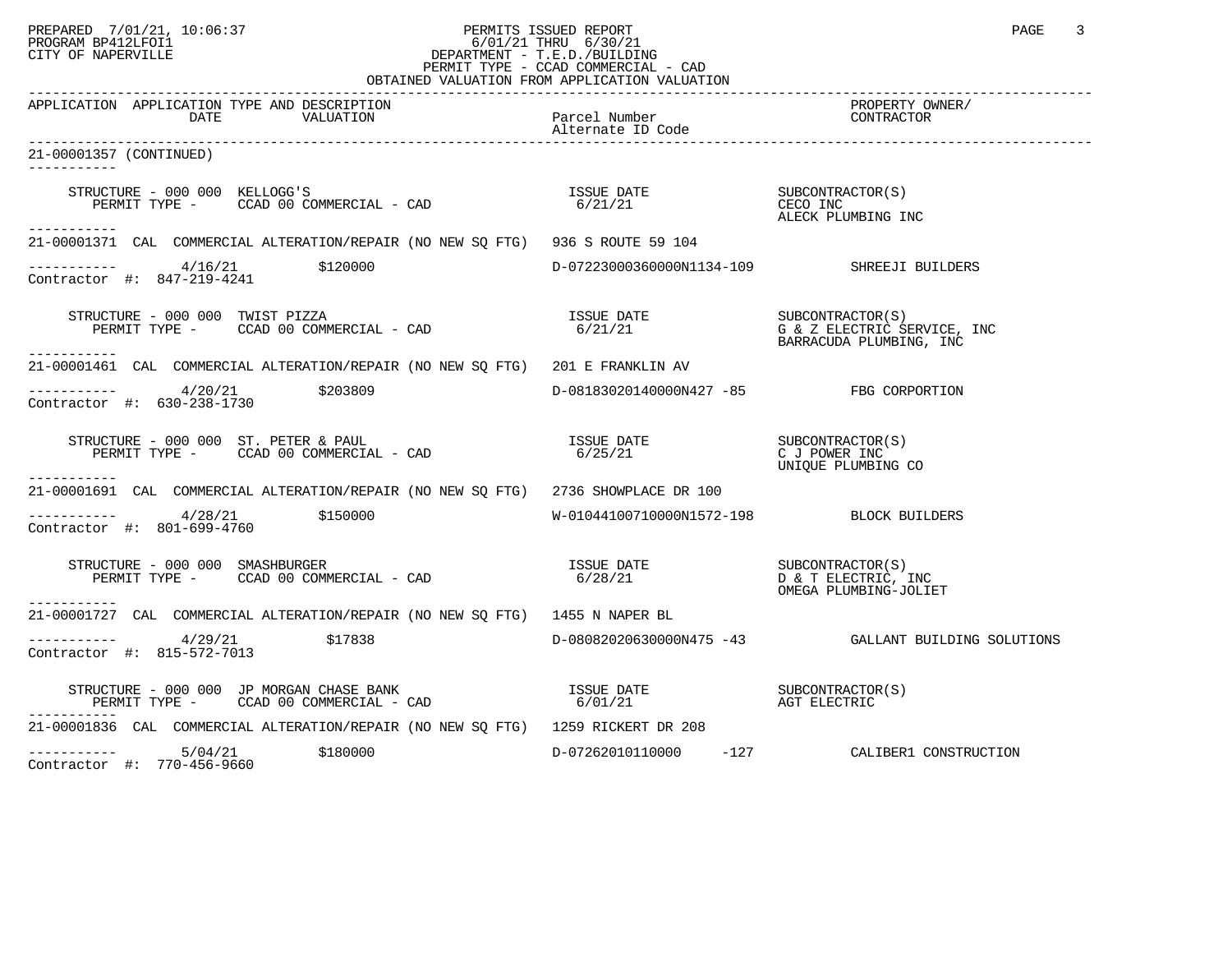PREPARED 7/01/21, 10:06:37 PERMITS ISSUED REPORT
PROGRAM BP412LFOI1 6/01/21 THRU 6/30/21
CITY OF NAPERVILLE DEPARTMENT - T.E.D./BUILDING
PERMIT TYPE - CCAD COMMERCIAL - CAD
OBTAINED VALUATION FROM APPLICATION VALUATION

| APPLICATION | APPLICATION TYPE AND DESCRIPTION DATE | VALUATION | Parcel Number Alternate ID Code | PROPERTY OWNER/ CONTRACTOR |
|---|---|---|---|---|

21-00001357 (CONTINUED)

STRUCTURE - 000 000 KELLOGG'S — ISSUE DATE 6/21/21 — SUBCONTRACTOR(S): CECO INC, ALECK PLUMBING INC
PERMIT TYPE - CCAD 00 COMMERCIAL - CAD

21-00001371 CAL COMMERCIAL ALTERATION/REPAIR (NO NEW SQ FTG) 936 S ROUTE 59 104
4/16/21 $120000 D-07223000360000N1134-109 SHREEJI BUILDERS
Contractor #: 847-219-4241

STRUCTURE - 000 000 TWIST PIZZA — ISSUE DATE 6/21/21 — SUBCONTRACTOR(S): G & Z ELECTRIC SERVICE, INC, BARRACUDA PLUMBING, INC
PERMIT TYPE - CCAD 00 COMMERCIAL - CAD

21-00001461 CAL COMMERCIAL ALTERATION/REPAIR (NO NEW SQ FTG) 201 E FRANKLIN AV
4/20/21 $203809 D-08183020140000N427 -85 FBG CORPORTION
Contractor #: 630-238-1730

STRUCTURE - 000 000 ST. PETER & PAUL — ISSUE DATE 6/25/21 — SUBCONTRACTOR(S): C J POWER INC, UNIQUE PLUMBING CO
PERMIT TYPE - CCAD 00 COMMERCIAL - CAD

21-00001691 CAL COMMERCIAL ALTERATION/REPAIR (NO NEW SQ FTG) 2736 SHOWPLACE DR 100
4/28/21 $150000 W-01044100710000N1572-198 BLOCK BUILDERS
Contractor #: 801-699-4760

STRUCTURE - 000 000 SMASHBURGER — ISSUE DATE 6/28/21 — SUBCONTRACTOR(S): D & T ELECTRIC, INC, OMEGA PLUMBING-JOLIET
PERMIT TYPE - CCAD 00 COMMERCIAL - CAD

21-00001727 CAL COMMERCIAL ALTERATION/REPAIR (NO NEW SQ FTG) 1455 N NAPER BL
4/29/21 $17838 D-08082020630000N475 -43 GALLANT BUILDING SOLUTIONS
Contractor #: 815-572-7013

STRUCTURE - 000 000 JP MORGAN CHASE BANK — ISSUE DATE 6/01/21 — SUBCONTRACTOR(S): AGT ELECTRIC
PERMIT TYPE - CCAD 00 COMMERCIAL - CAD

21-00001836 CAL COMMERCIAL ALTERATION/REPAIR (NO NEW SQ FTG) 1259 RICKERT DR 208
5/04/21 $180000 D-07262010110000 -127 CALIBER1 CONSTRUCTION
Contractor #: 770-456-9660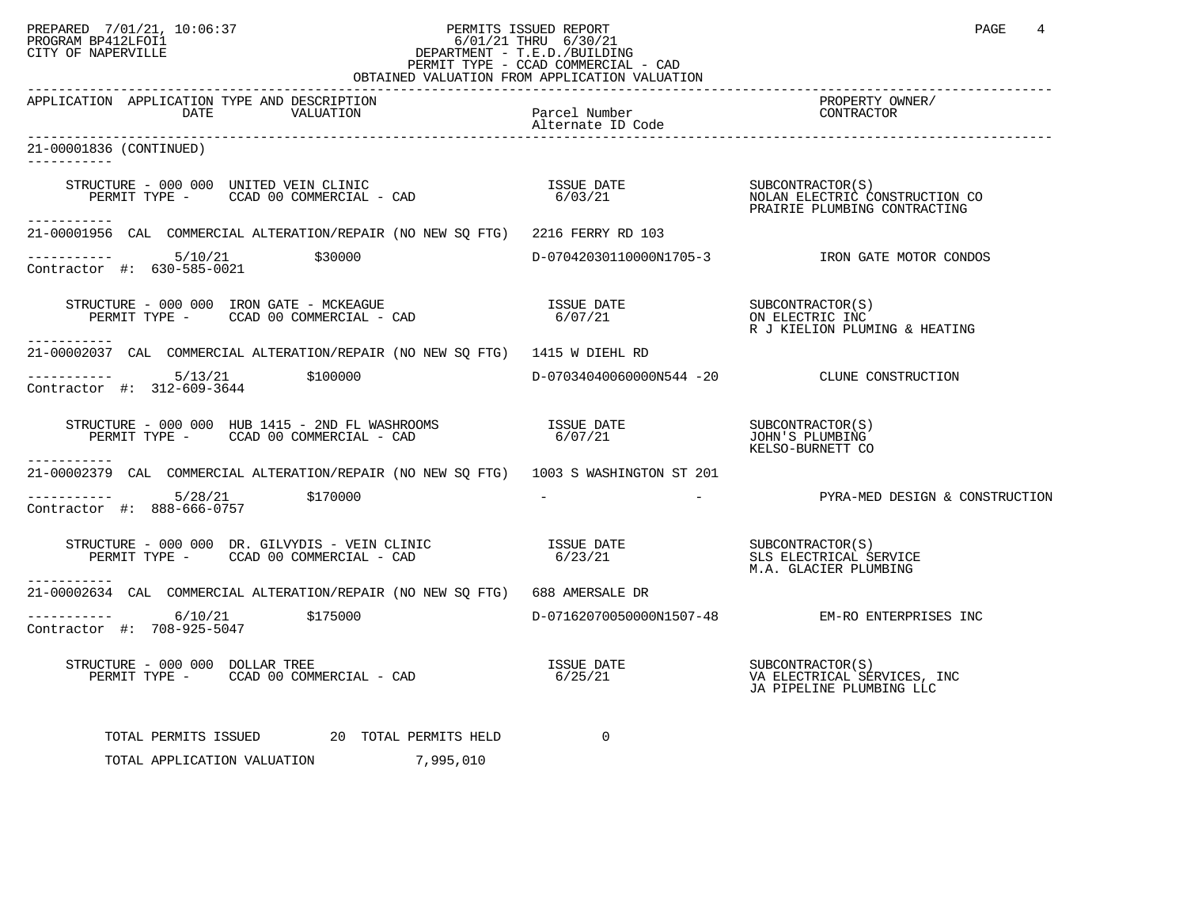PREPARED 7/01/21, 10:06:37
PROGRAM BP412LFOI1
CITY OF NAPERVILLE

PERMITS ISSUED REPORT
6/01/21 THRU 6/30/21
DEPARTMENT - T.E.D./BUILDING
PERMIT TYPE - CCAD COMMERCIAL - CAD
OBTAINED VALUATION FROM APPLICATION VALUATION

| APPLICATION | APPLICATION TYPE AND DESCRIPTION DATE VALUATION | Parcel Number Alternate ID Code | PROPERTY OWNER/ CONTRACTOR |
|---|---|---|---|

21-00001836 (CONTINUED)

STRUCTURE - 000 000 UNITED VEIN CLINIC — ISSUE DATE 6/03/21 — SUBCONTRACTOR(S): NOLAN ELECTRIC CONSTRUCTION CO; PRAIRIE PLUMBING CONTRACTING
PERMIT TYPE - CCAD 00 COMMERCIAL - CAD

---

21-00001956 CAL COMMERCIAL ALTERATION/REPAIR (NO NEW SQ FTG) 2216 FERRY RD 103
5/10/21 $30000 D-07042030110000N1705-3 IRON GATE MOTOR CONDOS
Contractor #: 630-585-0021

STRUCTURE - 000 000 IRON GATE - MCKEAGUE — ISSUE DATE 6/07/21 — SUBCONTRACTOR(S): ON ELECTRIC INC; R J KIELION PLUMING & HEATING
PERMIT TYPE - CCAD 00 COMMERCIAL - CAD

---

21-00002037 CAL COMMERCIAL ALTERATION/REPAIR (NO NEW SQ FTG) 1415 W DIEHL RD
5/13/21 $100000 D-07034040060000N544 -20 CLUNE CONSTRUCTION
Contractor #: 312-609-3644

STRUCTURE - 000 000 HUB 1415 - 2ND FL WASHROOMS — ISSUE DATE 6/07/21 — SUBCONTRACTOR(S): JOHN'S PLUMBING; KELSO-BURNETT CO
PERMIT TYPE - CCAD 00 COMMERCIAL - CAD

---

21-00002379 CAL COMMERCIAL ALTERATION/REPAIR (NO NEW SQ FTG) 1003 S WASHINGTON ST 201
5/28/21 $170000 - - PYRA-MED DESIGN & CONSTRUCTION
Contractor #: 888-666-0757

STRUCTURE - 000 000 DR. GILVYDIS - VEIN CLINIC — ISSUE DATE 6/23/21 — SUBCONTRACTOR(S): SLS ELECTRICAL SERVICE; M.A. GLACIER PLUMBING
PERMIT TYPE - CCAD 00 COMMERCIAL - CAD

---

21-00002634 CAL COMMERCIAL ALTERATION/REPAIR (NO NEW SQ FTG) 688 AMERSALE DR
6/10/21 $175000 D-07162070050000N1507-48 EM-RO ENTERPRISES INC
Contractor #: 708-925-5047

STRUCTURE - 000 000 DOLLAR TREE — ISSUE DATE 6/25/21 — SUBCONTRACTOR(S): VA ELECTRICAL SERVICES, INC; JA PIPELINE PLUMBING LLC
PERMIT TYPE - CCAD 00 COMMERCIAL - CAD

TOTAL PERMITS ISSUED 20 TOTAL PERMITS HELD 0

TOTAL APPLICATION VALUATION 7,995,010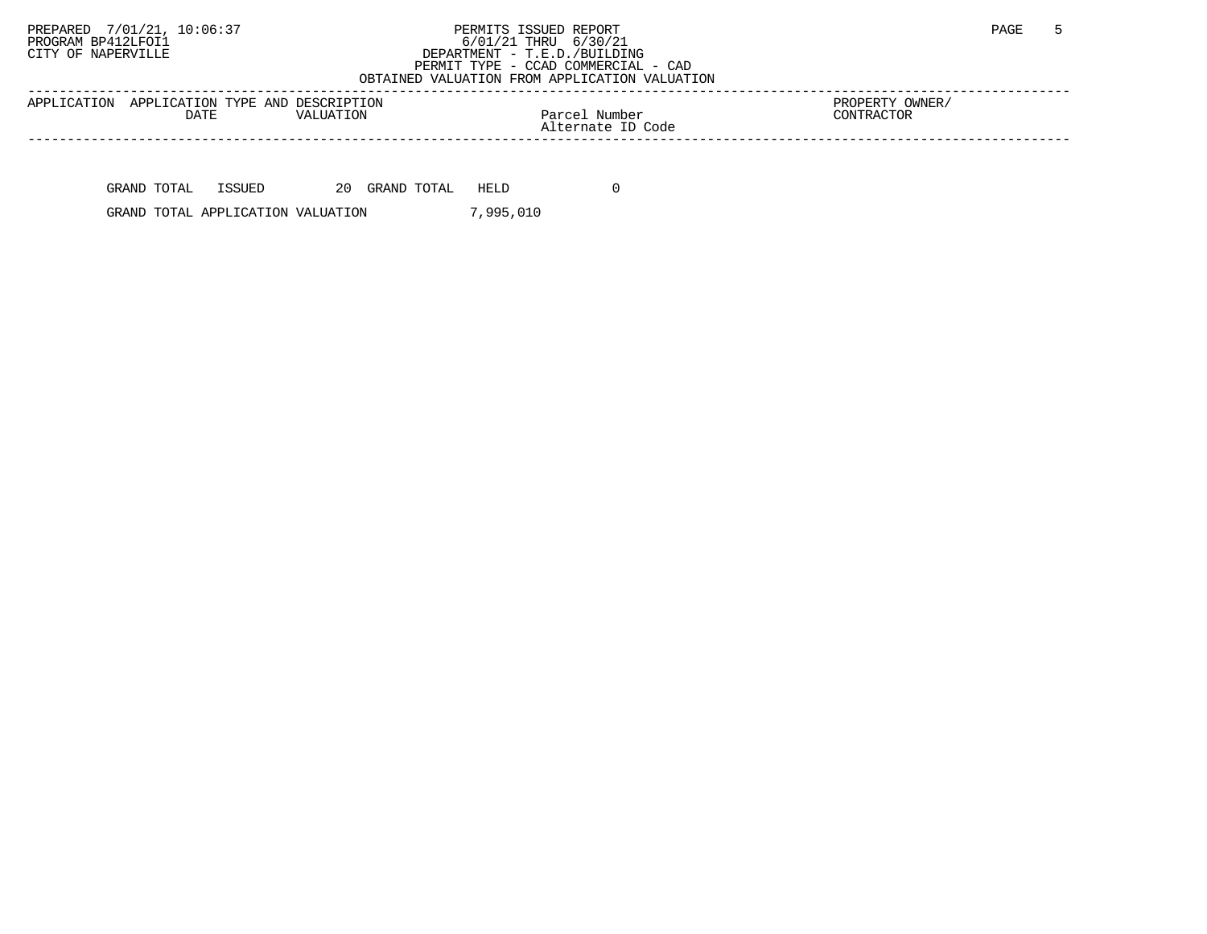PREPARED 7/01/21, 10:06:37
PROGRAM BP412LFOI1
CITY OF NAPERVILLE

PERMITS ISSUED REPORT
6/01/21 THRU 6/30/21
DEPARTMENT - T.E.D./BUILDING
PERMIT TYPE - CCAD COMMERCIAL - CAD
OBTAINED VALUATION FROM APPLICATION VALUATION

| APPLICATION | APPLICATION TYPE AND DESCRIPTION DATE | VALUATION | Parcel Number Alternate ID Code | PROPERTY OWNER/ CONTRACTOR |
|---|---|---|---|---|

GRAND TOTAL ISSUED 20 GRAND TOTAL HELD 0

GRAND TOTAL APPLICATION VALUATION 7,995,010